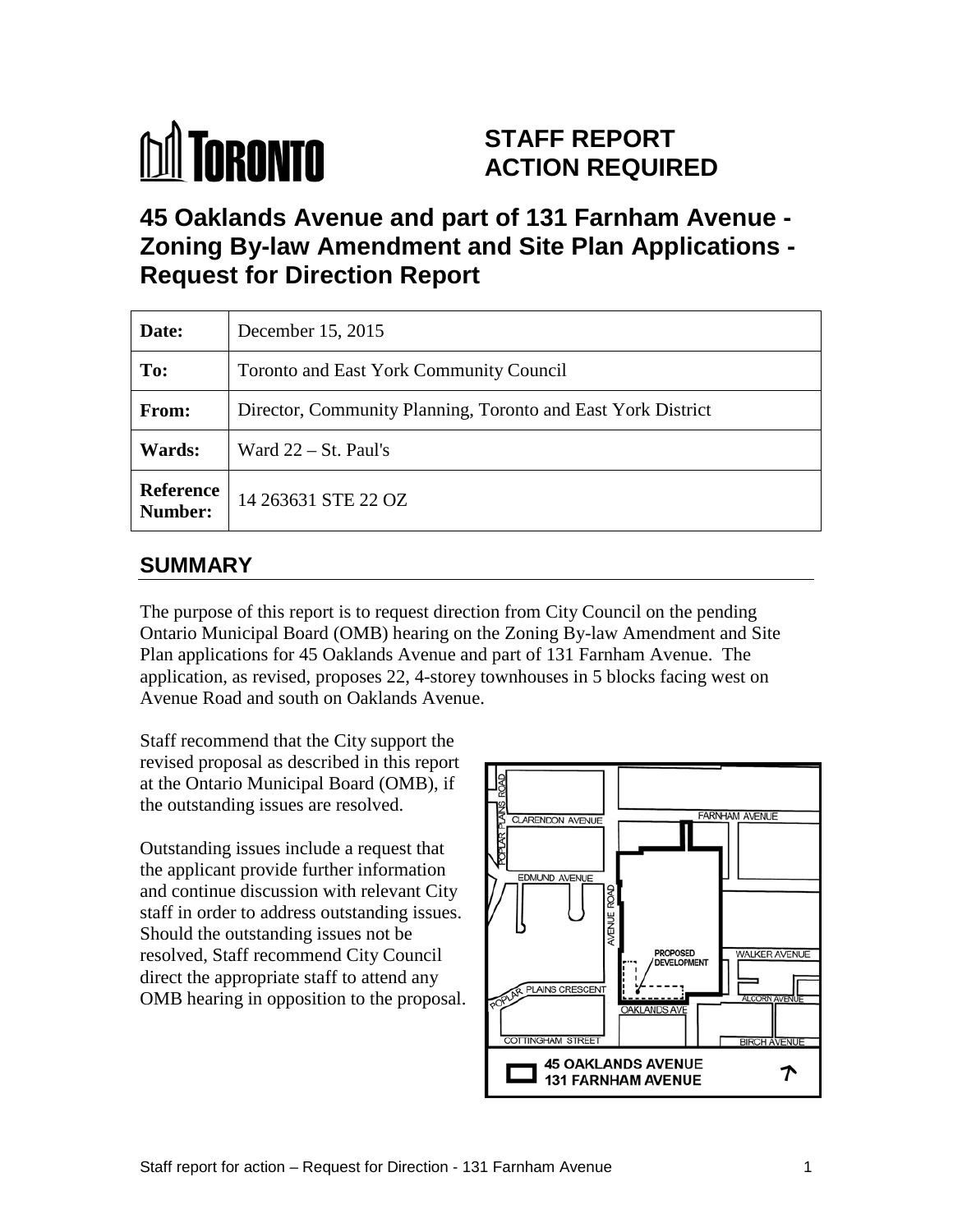# STAFF REPORT ACTION REQUIRED

## 45 Oaklands Avenue and part of 131 Farnham Avenue - Zoning By-law Amendment and Site Plan Applications - Request for Direction Report

| Date: | December 15, 2015 |
| --- | --- |
| To: | Toronto and East York Community Council |
| From: | Director, Community Planning, Toronto and East York District |
| Wards: | Ward 22 – St. Paul's |
| Reference Number: | 14 263631 STE 22 OZ |

## SUMMARY

The purpose of this report is to request direction from City Council on the pending Ontario Municipal Board (OMB) hearing on the Zoning By-law Amendment and Site Plan applications for 45 Oaklands Avenue and part of 131 Farnham Avenue. The application, as revised, proposes 22, 4-storey townhouses in 5 blocks facing west on Avenue Road and south on Oaklands Avenue.

Staff recommend that the City support the revised proposal as described in this report at the Ontario Municipal Board (OMB), if the outstanding issues are resolved.

Outstanding issues include a request that the applicant provide further information and continue discussion with relevant City staff in order to address outstanding issues. Should the outstanding issues not be resolved, Staff recommend City Council direct the appropriate staff to attend any OMB hearing in opposition to the proposal.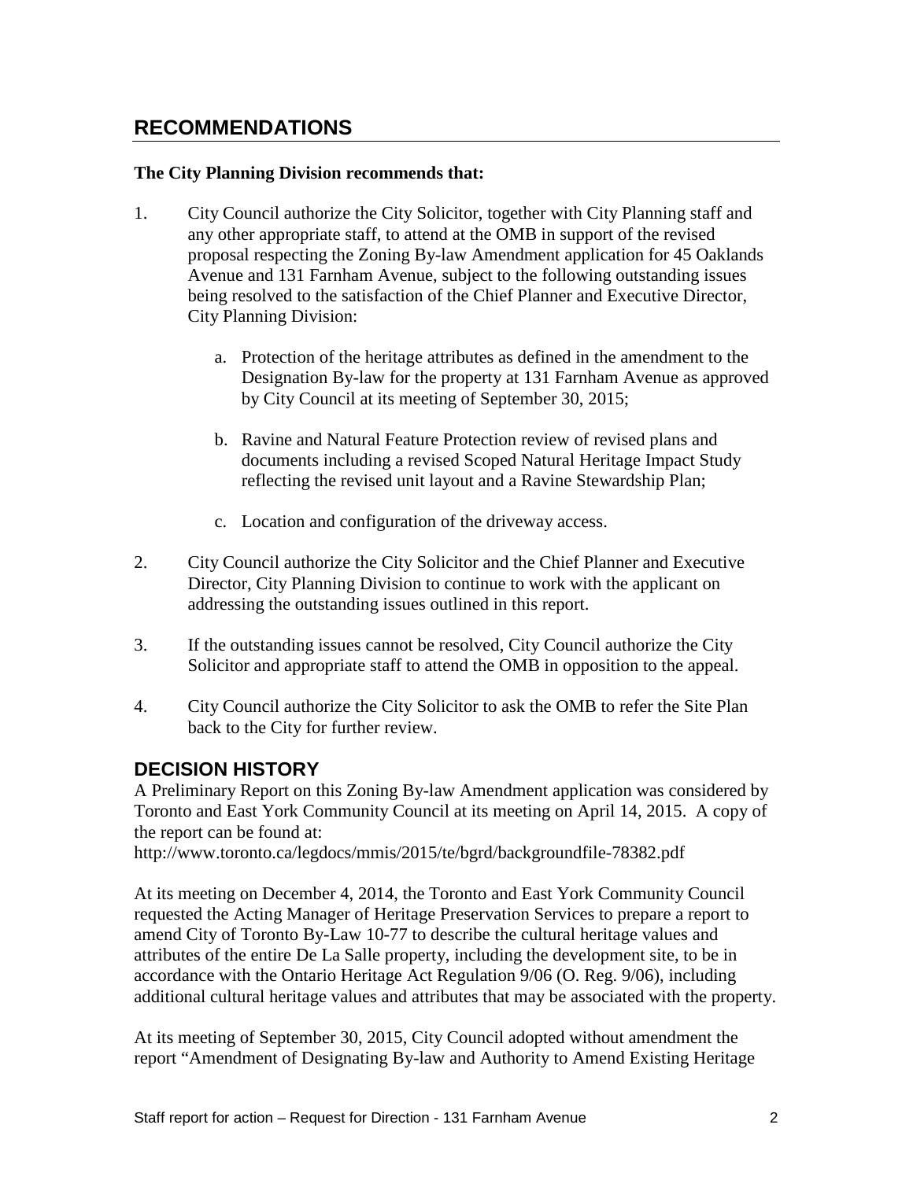## RECOMMENDATIONS

**The City Planning Division recommends that:**

1. City Council authorize the City Solicitor, together with City Planning staff and any other appropriate staff, to attend at the OMB in support of the revised proposal respecting the Zoning By-law Amendment application for 45 Oaklands Avenue and 131 Farnham Avenue, subject to the following outstanding issues being resolved to the satisfaction of the Chief Planner and Executive Director, City Planning Division:

    a. Protection of the heritage attributes as defined in the amendment to the Designation By-law for the property at 131 Farnham Avenue as approved by City Council at its meeting of September 30, 2015;

    b. Ravine and Natural Feature Protection review of revised plans and documents including a revised Scoped Natural Heritage Impact Study reflecting the revised unit layout and a Ravine Stewardship Plan;

    c. Location and configuration of the driveway access.

2. City Council authorize the City Solicitor and the Chief Planner and Executive Director, City Planning Division to continue to work with the applicant on addressing the outstanding issues outlined in this report.

3. If the outstanding issues cannot be resolved, City Council authorize the City Solicitor and appropriate staff to attend the OMB in opposition to the appeal.

4. City Council authorize the City Solicitor to ask the OMB to refer the Site Plan back to the City for further review.

## DECISION HISTORY

A Preliminary Report on this Zoning By-law Amendment application was considered by Toronto and East York Community Council at its meeting on April 14, 2015. A copy of the report can be found at:
http://www.toronto.ca/legdocs/mmis/2015/te/bgrd/backgroundfile-78382.pdf

At its meeting on December 4, 2014, the Toronto and East York Community Council requested the Acting Manager of Heritage Preservation Services to prepare a report to amend City of Toronto By-Law 10-77 to describe the cultural heritage values and attributes of the entire De La Salle property, including the development site, to be in accordance with the Ontario Heritage Act Regulation 9/06 (O. Reg. 9/06), including additional cultural heritage values and attributes that may be associated with the property.

At its meeting of September 30, 2015, City Council adopted without amendment the report "Amendment of Designating By-law and Authority to Amend Existing Heritage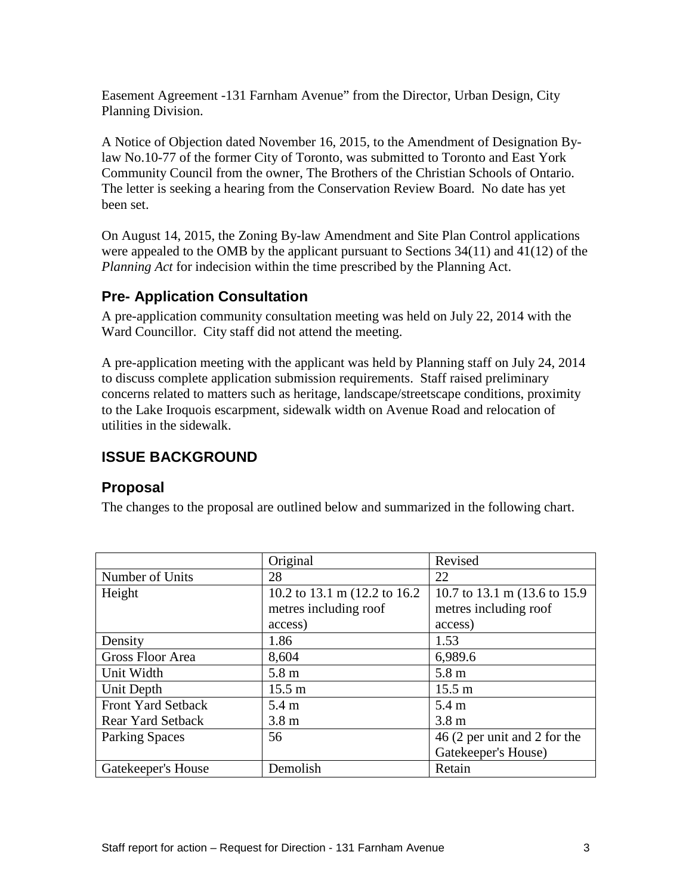Easement Agreement -131 Farnham Avenue" from the Director, Urban Design, City Planning Division.

A Notice of Objection dated November 16, 2015, to the Amendment of Designation By-law No.10-77 of the former City of Toronto, was submitted to Toronto and East York Community Council from the owner, The Brothers of the Christian Schools of Ontario. The letter is seeking a hearing from the Conservation Review Board. No date has yet been set.

On August 14, 2015, the Zoning By-law Amendment and Site Plan Control applications were appealed to the OMB by the applicant pursuant to Sections 34(11) and 41(12) of the *Planning Act* for indecision within the time prescribed by the Planning Act.

## Pre- Application Consultation

A pre-application community consultation meeting was held on July 22, 2014 with the Ward Councillor. City staff did not attend the meeting.

A pre-application meeting with the applicant was held by Planning staff on July 24, 2014 to discuss complete application submission requirements. Staff raised preliminary concerns related to matters such as heritage, landscape/streetscape conditions, proximity to the Lake Iroquois escarpment, sidewalk width on Avenue Road and relocation of utilities in the sidewalk.

# ISSUE BACKGROUND

## Proposal

The changes to the proposal are outlined below and summarized in the following chart.

| | Original | Revised |
|---|---|---|
| Number of Units | 28 | 22 |
| Height | 10.2 to 13.1 m (12.2 to 16.2 metres including roof access) | 10.7 to 13.1 m (13.6 to 15.9 metres including roof access) |
| Density | 1.86 | 1.53 |
| Gross Floor Area | 8,604 | 6,989.6 |
| Unit Width | 5.8 m | 5.8 m |
| Unit Depth | 15.5 m | 15.5 m |
| Front Yard Setback<br>Rear Yard Setback | 5.4 m<br>3.8 m | 5.4 m<br>3.8 m |
| Parking Spaces | 56 | 46 (2 per unit and 2 for the Gatekeeper's House) |
| Gatekeeper's House | Demolish | Retain |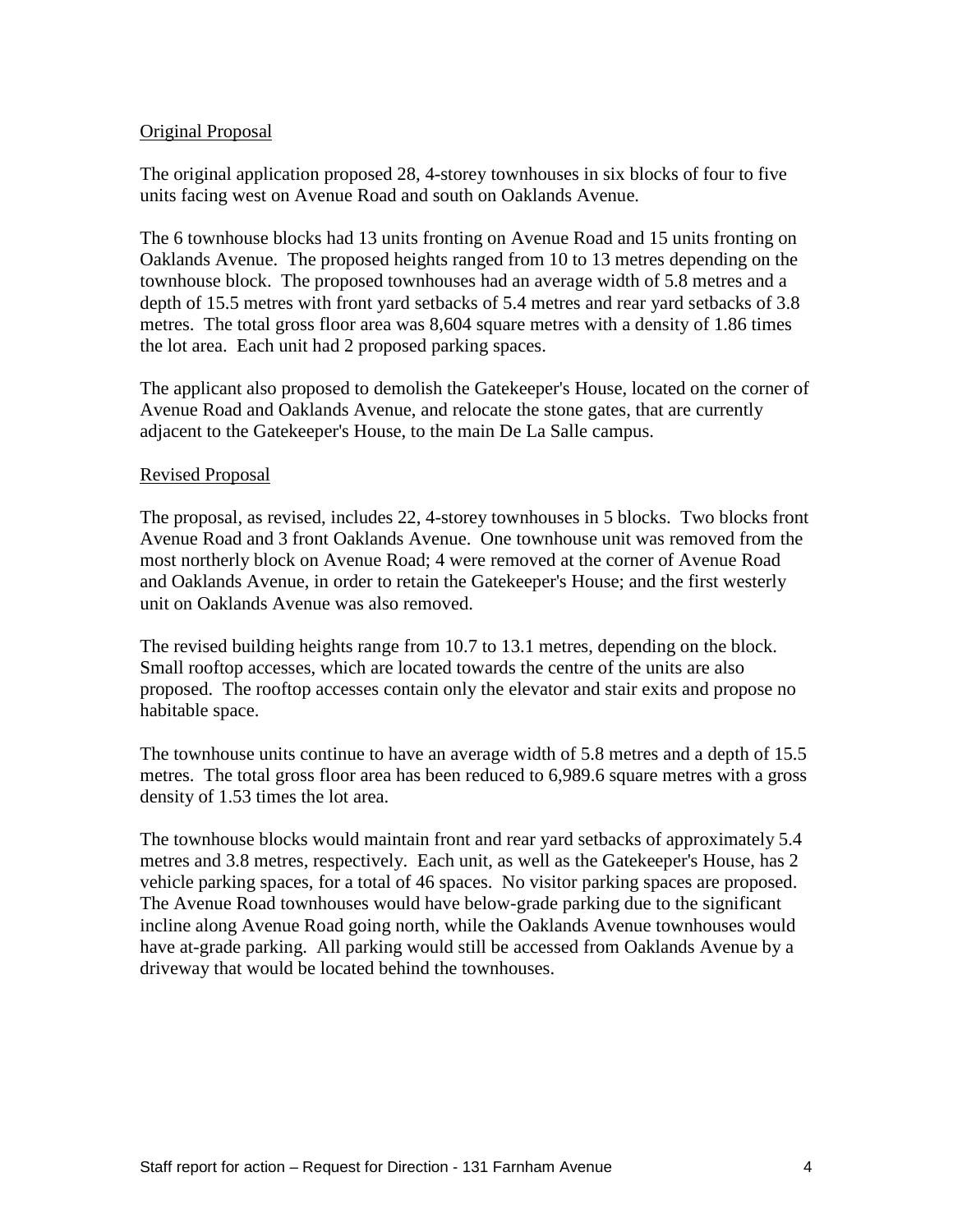Original Proposal

The original application proposed 28, 4-storey townhouses in six blocks of four to five units facing west on Avenue Road and south on Oaklands Avenue.

The 6 townhouse blocks had 13 units fronting on Avenue Road and 15 units fronting on Oaklands Avenue. The proposed heights ranged from 10 to 13 metres depending on the townhouse block. The proposed townhouses had an average width of 5.8 metres and a depth of 15.5 metres with front yard setbacks of 5.4 metres and rear yard setbacks of 3.8 metres. The total gross floor area was 8,604 square metres with a density of 1.86 times the lot area. Each unit had 2 proposed parking spaces.

The applicant also proposed to demolish the Gatekeeper's House, located on the corner of Avenue Road and Oaklands Avenue, and relocate the stone gates, that are currently adjacent to the Gatekeeper's House, to the main De La Salle campus.

Revised Proposal

The proposal, as revised, includes 22, 4-storey townhouses in 5 blocks. Two blocks front Avenue Road and 3 front Oaklands Avenue. One townhouse unit was removed from the most northerly block on Avenue Road; 4 were removed at the corner of Avenue Road and Oaklands Avenue, in order to retain the Gatekeeper's House; and the first westerly unit on Oaklands Avenue was also removed.

The revised building heights range from 10.7 to 13.1 metres, depending on the block. Small rooftop accesses, which are located towards the centre of the units are also proposed. The rooftop accesses contain only the elevator and stair exits and propose no habitable space.

The townhouse units continue to have an average width of 5.8 metres and a depth of 15.5 metres. The total gross floor area has been reduced to 6,989.6 square metres with a gross density of 1.53 times the lot area.

The townhouse blocks would maintain front and rear yard setbacks of approximately 5.4 metres and 3.8 metres, respectively. Each unit, as well as the Gatekeeper's House, has 2 vehicle parking spaces, for a total of 46 spaces. No visitor parking spaces are proposed. The Avenue Road townhouses would have below-grade parking due to the significant incline along Avenue Road going north, while the Oaklands Avenue townhouses would have at-grade parking. All parking would still be accessed from Oaklands Avenue by a driveway that would be located behind the townhouses.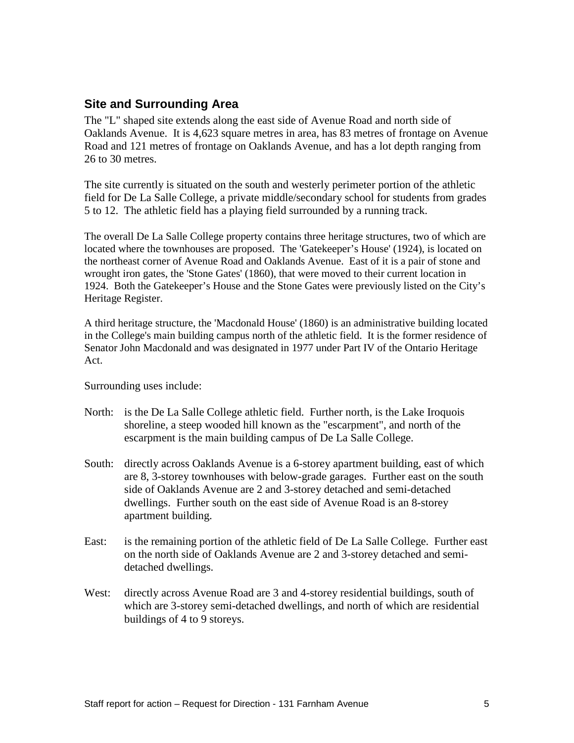## Site and Surrounding Area

The "L" shaped site extends along the east side of Avenue Road and north side of Oaklands Avenue. It is 4,623 square metres in area, has 83 metres of frontage on Avenue Road and 121 metres of frontage on Oaklands Avenue, and has a lot depth ranging from 26 to 30 metres.

The site currently is situated on the south and westerly perimeter portion of the athletic field for De La Salle College, a private middle/secondary school for students from grades 5 to 12. The athletic field has a playing field surrounded by a running track.

The overall De La Salle College property contains three heritage structures, two of which are located where the townhouses are proposed. The 'Gatekeeper's House' (1924), is located on the northeast corner of Avenue Road and Oaklands Avenue. East of it is a pair of stone and wrought iron gates, the 'Stone Gates' (1860), that were moved to their current location in 1924. Both the Gatekeeper's House and the Stone Gates were previously listed on the City's Heritage Register.

A third heritage structure, the 'Macdonald House' (1860) is an administrative building located in the College's main building campus north of the athletic field. It is the former residence of Senator John Macdonald and was designated in 1977 under Part IV of the Ontario Heritage Act.

Surrounding uses include:

North: is the De La Salle College athletic field. Further north, is the Lake Iroquois shoreline, a steep wooded hill known as the "escarpment", and north of the escarpment is the main building campus of De La Salle College.

South: directly across Oaklands Avenue is a 6-storey apartment building, east of which are 8, 3-storey townhouses with below-grade garages. Further east on the south side of Oaklands Avenue are 2 and 3-storey detached and semi-detached dwellings. Further south on the east side of Avenue Road is an 8-storey apartment building.

East: is the remaining portion of the athletic field of De La Salle College. Further east on the north side of Oaklands Avenue are 2 and 3-storey detached and semi-detached dwellings.

West: directly across Avenue Road are 3 and 4-storey residential buildings, south of which are 3-storey semi-detached dwellings, and north of which are residential buildings of 4 to 9 storeys.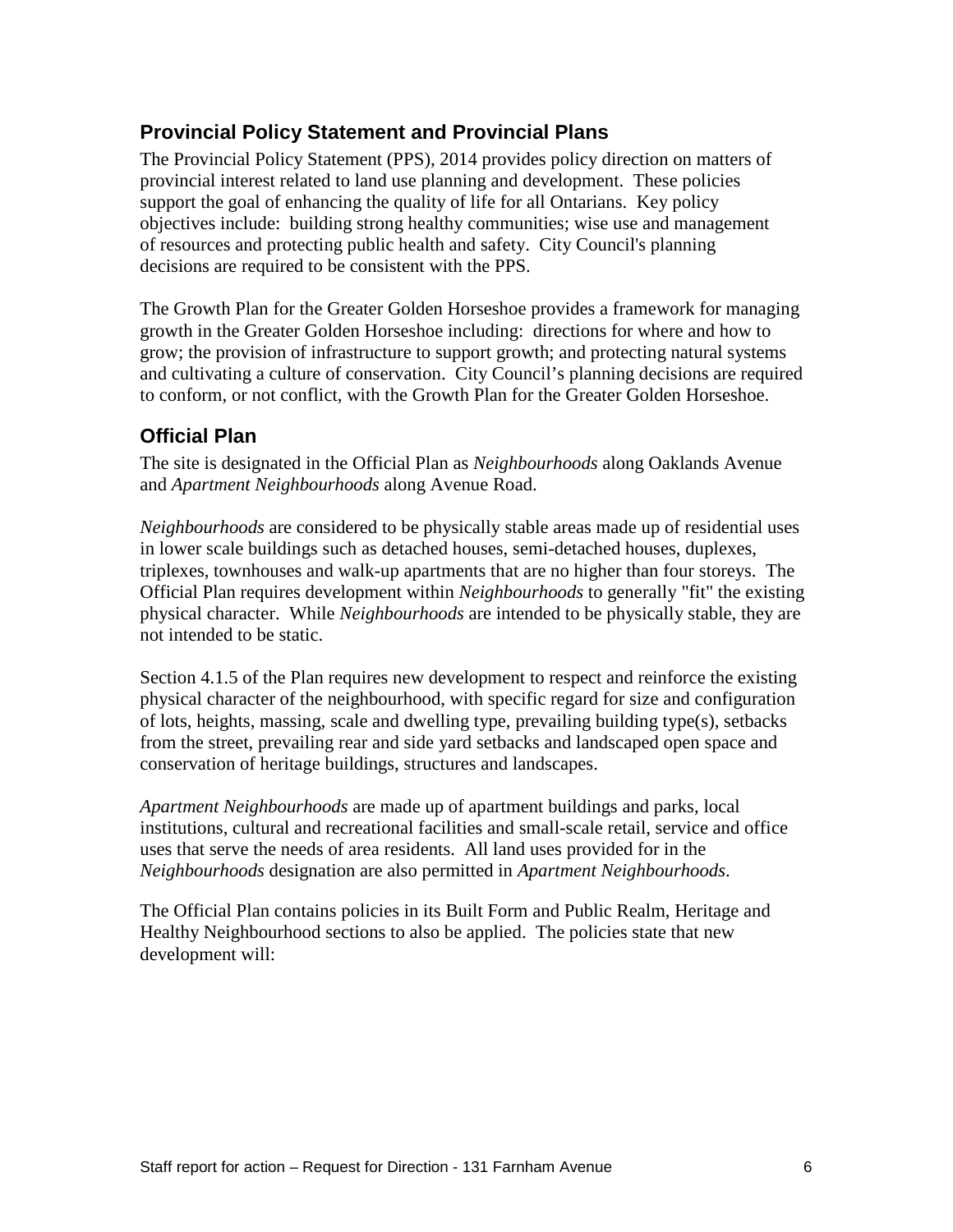## Provincial Policy Statement and Provincial Plans

The Provincial Policy Statement (PPS), 2014 provides policy direction on matters of provincial interest related to land use planning and development. These policies support the goal of enhancing the quality of life for all Ontarians. Key policy objectives include: building strong healthy communities; wise use and management of resources and protecting public health and safety. City Council's planning decisions are required to be consistent with the PPS.

The Growth Plan for the Greater Golden Horseshoe provides a framework for managing growth in the Greater Golden Horseshoe including: directions for where and how to grow; the provision of infrastructure to support growth; and protecting natural systems and cultivating a culture of conservation. City Council's planning decisions are required to conform, or not conflict, with the Growth Plan for the Greater Golden Horseshoe.

## Official Plan

The site is designated in the Official Plan as *Neighbourhoods* along Oaklands Avenue and *Apartment Neighbourhoods* along Avenue Road.

*Neighbourhoods* are considered to be physically stable areas made up of residential uses in lower scale buildings such as detached houses, semi-detached houses, duplexes, triplexes, townhouses and walk-up apartments that are no higher than four storeys. The Official Plan requires development within *Neighbourhoods* to generally "fit" the existing physical character. While *Neighbourhoods* are intended to be physically stable, they are not intended to be static.

Section 4.1.5 of the Plan requires new development to respect and reinforce the existing physical character of the neighbourhood, with specific regard for size and configuration of lots, heights, massing, scale and dwelling type, prevailing building type(s), setbacks from the street, prevailing rear and side yard setbacks and landscaped open space and conservation of heritage buildings, structures and landscapes.

*Apartment Neighbourhoods* are made up of apartment buildings and parks, local institutions, cultural and recreational facilities and small-scale retail, service and office uses that serve the needs of area residents. All land uses provided for in the *Neighbourhoods* designation are also permitted in *Apartment Neighbourhoods*.

The Official Plan contains policies in its Built Form and Public Realm, Heritage and Healthy Neighbourhood sections to also be applied. The policies state that new development will: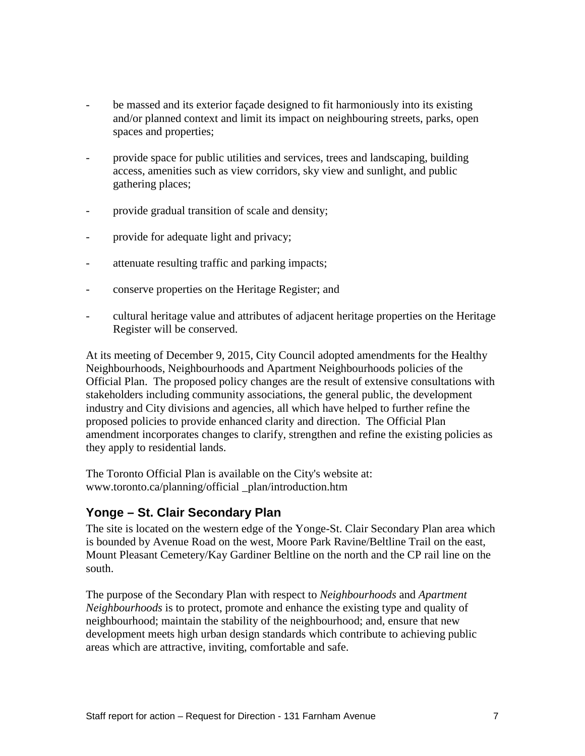- be massed and its exterior façade designed to fit harmoniously into its existing and/or planned context and limit its impact on neighbouring streets, parks, open spaces and properties;

- provide space for public utilities and services, trees and landscaping, building access, amenities such as view corridors, sky view and sunlight, and public gathering places;

- provide gradual transition of scale and density;

- provide for adequate light and privacy;

- attenuate resulting traffic and parking impacts;

- conserve properties on the Heritage Register; and

- cultural heritage value and attributes of adjacent heritage properties on the Heritage Register will be conserved.

At its meeting of December 9, 2015, City Council adopted amendments for the Healthy Neighbourhoods, Neighbourhoods and Apartment Neighbourhoods policies of the Official Plan. The proposed policy changes are the result of extensive consultations with stakeholders including community associations, the general public, the development industry and City divisions and agencies, all which have helped to further refine the proposed policies to provide enhanced clarity and direction. The Official Plan amendment incorporates changes to clarify, strengthen and refine the existing policies as they apply to residential lands.

The Toronto Official Plan is available on the City's website at:
www.toronto.ca/planning/official _plan/introduction.htm

## Yonge – St. Clair Secondary Plan

The site is located on the western edge of the Yonge-St. Clair Secondary Plan area which is bounded by Avenue Road on the west, Moore Park Ravine/Beltline Trail on the east, Mount Pleasant Cemetery/Kay Gardiner Beltline on the north and the CP rail line on the south.

The purpose of the Secondary Plan with respect to *Neighbourhoods* and *Apartment Neighbourhoods* is to protect, promote and enhance the existing type and quality of neighbourhood; maintain the stability of the neighbourhood; and, ensure that new development meets high urban design standards which contribute to achieving public areas which are attractive, inviting, comfortable and safe.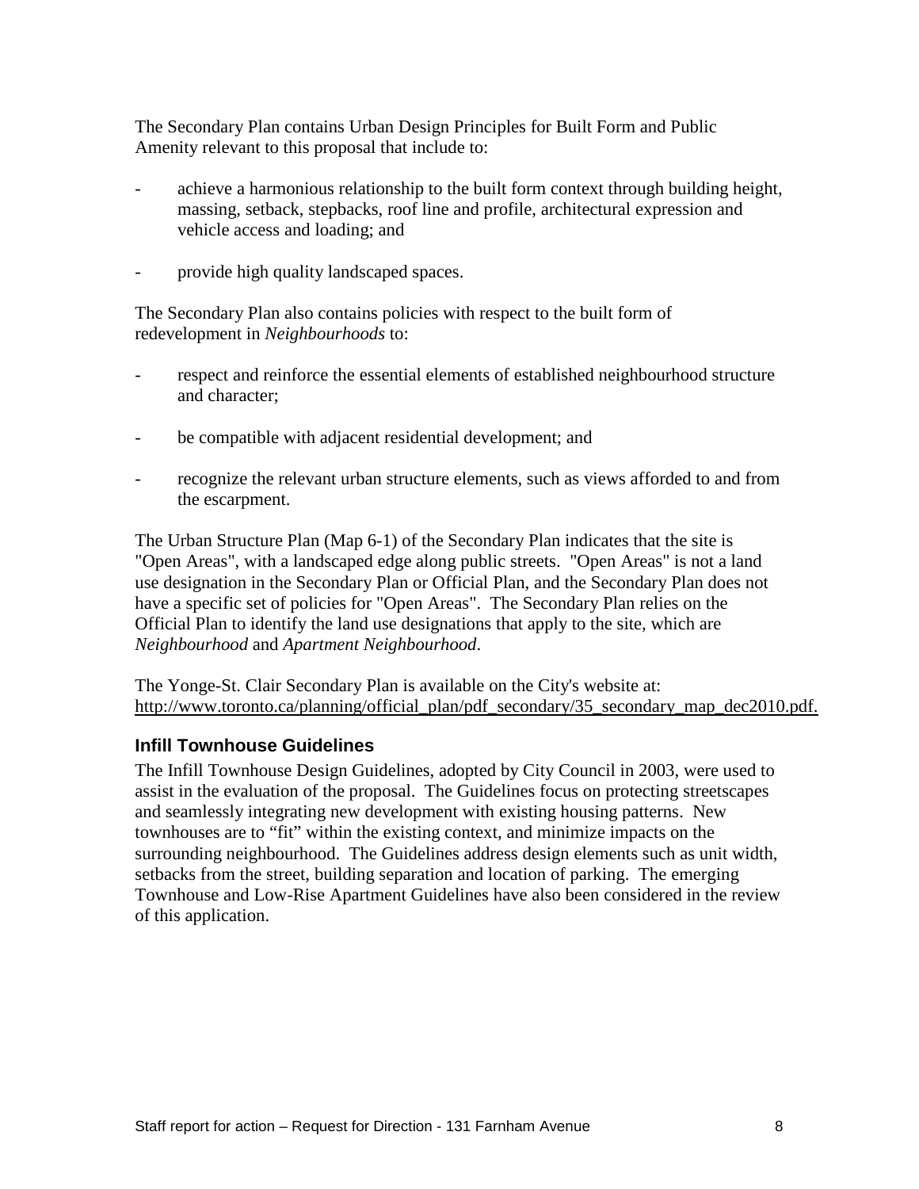The Secondary Plan contains Urban Design Principles for Built Form and Public Amenity relevant to this proposal that include to:

- achieve a harmonious relationship to the built form context through building height, massing, setback, stepbacks, roof line and profile, architectural expression and vehicle access and loading; and

- provide high quality landscaped spaces.

The Secondary Plan also contains policies with respect to the built form of redevelopment in *Neighbourhoods* to:

- respect and reinforce the essential elements of established neighbourhood structure and character;

- be compatible with adjacent residential development; and

- recognize the relevant urban structure elements, such as views afforded to and from the escarpment.

The Urban Structure Plan (Map 6-1) of the Secondary Plan indicates that the site is "Open Areas", with a landscaped edge along public streets. "Open Areas" is not a land use designation in the Secondary Plan or Official Plan, and the Secondary Plan does not have a specific set of policies for "Open Areas". The Secondary Plan relies on the Official Plan to identify the land use designations that apply to the site, which are *Neighbourhood* and *Apartment Neighbourhood*.

The Yonge-St. Clair Secondary Plan is available on the City's website at: http://www.toronto.ca/planning/official_plan/pdf_secondary/35_secondary_map_dec2010.pdf.

### Infill Townhouse Guidelines

The Infill Townhouse Design Guidelines, adopted by City Council in 2003, were used to assist in the evaluation of the proposal. The Guidelines focus on protecting streetscapes and seamlessly integrating new development with existing housing patterns. New townhouses are to "fit" within the existing context, and minimize impacts on the surrounding neighbourhood. The Guidelines address design elements such as unit width, setbacks from the street, building separation and location of parking. The emerging Townhouse and Low-Rise Apartment Guidelines have also been considered in the review of this application.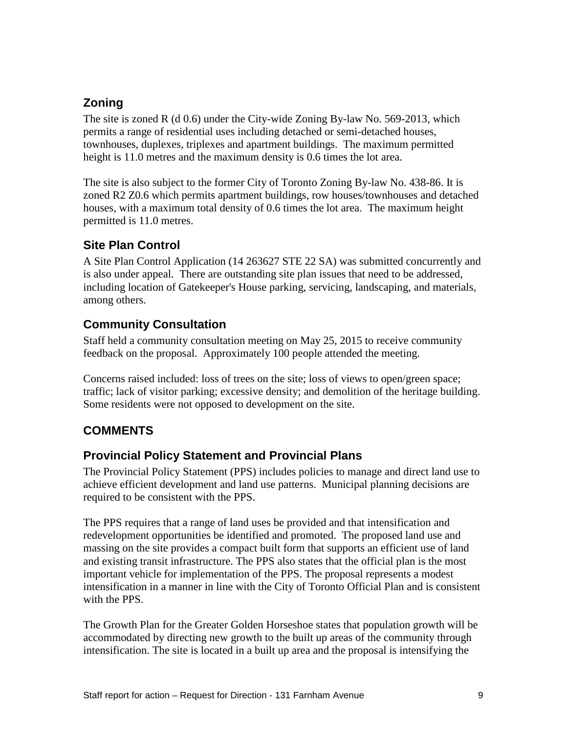## Zoning

The site is zoned R (d 0.6) under the City-wide Zoning By-law No. 569-2013, which permits a range of residential uses including detached or semi-detached houses, townhouses, duplexes, triplexes and apartment buildings. The maximum permitted height is 11.0 metres and the maximum density is 0.6 times the lot area.

The site is also subject to the former City of Toronto Zoning By-law No. 438-86. It is zoned R2 Z0.6 which permits apartment buildings, row houses/townhouses and detached houses, with a maximum total density of 0.6 times the lot area. The maximum height permitted is 11.0 metres.

## Site Plan Control

A Site Plan Control Application (14 263627 STE 22 SA) was submitted concurrently and is also under appeal. There are outstanding site plan issues that need to be addressed, including location of Gatekeeper's House parking, servicing, landscaping, and materials, among others.

## Community Consultation

Staff held a community consultation meeting on May 25, 2015 to receive community feedback on the proposal. Approximately 100 people attended the meeting.

Concerns raised included: loss of trees on the site; loss of views to open/green space; traffic; lack of visitor parking; excessive density; and demolition of the heritage building. Some residents were not opposed to development on the site.

# COMMENTS

## Provincial Policy Statement and Provincial Plans

The Provincial Policy Statement (PPS) includes policies to manage and direct land use to achieve efficient development and land use patterns. Municipal planning decisions are required to be consistent with the PPS.

The PPS requires that a range of land uses be provided and that intensification and redevelopment opportunities be identified and promoted. The proposed land use and massing on the site provides a compact built form that supports an efficient use of land and existing transit infrastructure. The PPS also states that the official plan is the most important vehicle for implementation of the PPS. The proposal represents a modest intensification in a manner in line with the City of Toronto Official Plan and is consistent with the PPS.

The Growth Plan for the Greater Golden Horseshoe states that population growth will be accommodated by directing new growth to the built up areas of the community through intensification. The site is located in a built up area and the proposal is intensifying the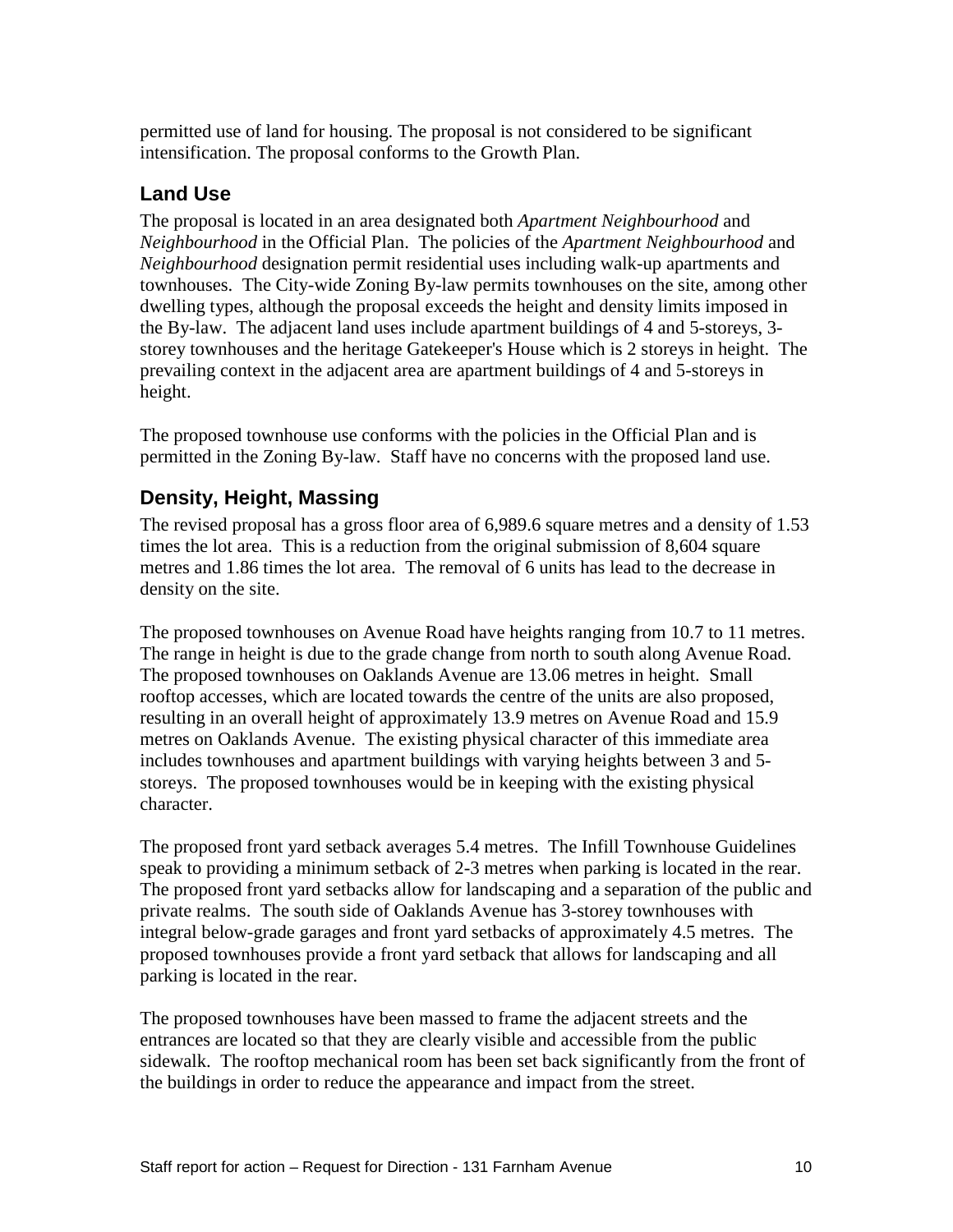permitted use of land for housing. The proposal is not considered to be significant intensification. The proposal conforms to the Growth Plan.

## Land Use

The proposal is located in an area designated both *Apartment Neighbourhood* and *Neighbourhood* in the Official Plan. The policies of the *Apartment Neighbourhood* and *Neighbourhood* designation permit residential uses including walk-up apartments and townhouses. The City-wide Zoning By-law permits townhouses on the site, among other dwelling types, although the proposal exceeds the height and density limits imposed in the By-law. The adjacent land uses include apartment buildings of 4 and 5-storeys, 3-storey townhouses and the heritage Gatekeeper's House which is 2 storeys in height. The prevailing context in the adjacent area are apartment buildings of 4 and 5-storeys in height.

The proposed townhouse use conforms with the policies in the Official Plan and is permitted in the Zoning By-law. Staff have no concerns with the proposed land use.

## Density, Height, Massing

The revised proposal has a gross floor area of 6,989.6 square metres and a density of 1.53 times the lot area. This is a reduction from the original submission of 8,604 square metres and 1.86 times the lot area. The removal of 6 units has lead to the decrease in density on the site.

The proposed townhouses on Avenue Road have heights ranging from 10.7 to 11 metres. The range in height is due to the grade change from north to south along Avenue Road. The proposed townhouses on Oaklands Avenue are 13.06 metres in height. Small rooftop accesses, which are located towards the centre of the units are also proposed, resulting in an overall height of approximately 13.9 metres on Avenue Road and 15.9 metres on Oaklands Avenue. The existing physical character of this immediate area includes townhouses and apartment buildings with varying heights between 3 and 5-storeys. The proposed townhouses would be in keeping with the existing physical character.

The proposed front yard setback averages 5.4 metres. The Infill Townhouse Guidelines speak to providing a minimum setback of 2-3 metres when parking is located in the rear. The proposed front yard setbacks allow for landscaping and a separation of the public and private realms. The south side of Oaklands Avenue has 3-storey townhouses with integral below-grade garages and front yard setbacks of approximately 4.5 metres. The proposed townhouses provide a front yard setback that allows for landscaping and all parking is located in the rear.

The proposed townhouses have been massed to frame the adjacent streets and the entrances are located so that they are clearly visible and accessible from the public sidewalk. The rooftop mechanical room has been set back significantly from the front of the buildings in order to reduce the appearance and impact from the street.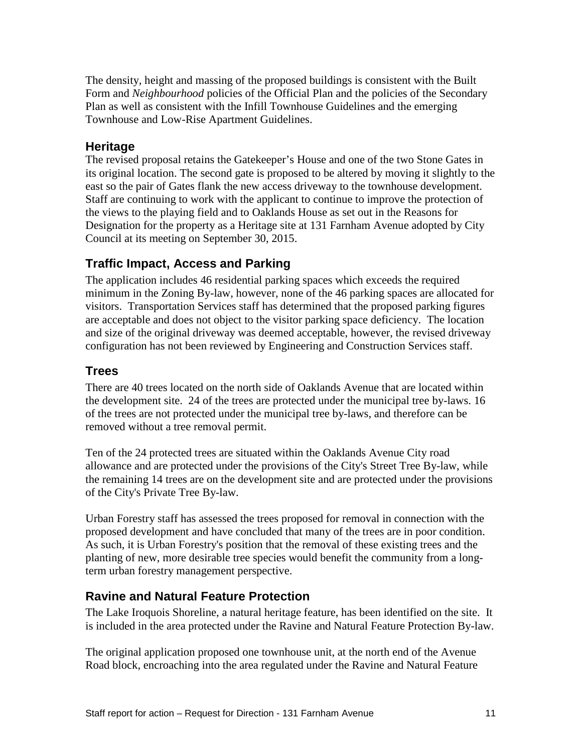The density, height and massing of the proposed buildings is consistent with the Built Form and *Neighbourhood* policies of the Official Plan and the policies of the Secondary Plan as well as consistent with the Infill Townhouse Guidelines and the emerging Townhouse and Low-Rise Apartment Guidelines.

## Heritage

The revised proposal retains the Gatekeeper's House and one of the two Stone Gates in its original location. The second gate is proposed to be altered by moving it slightly to the east so the pair of Gates flank the new access driveway to the townhouse development. Staff are continuing to work with the applicant to continue to improve the protection of the views to the playing field and to Oaklands House as set out in the Reasons for Designation for the property as a Heritage site at 131 Farnham Avenue adopted by City Council at its meeting on September 30, 2015.

## Traffic Impact, Access and Parking

The application includes 46 residential parking spaces which exceeds the required minimum in the Zoning By-law, however, none of the 46 parking spaces are allocated for visitors. Transportation Services staff has determined that the proposed parking figures are acceptable and does not object to the visitor parking space deficiency. The location and size of the original driveway was deemed acceptable, however, the revised driveway configuration has not been reviewed by Engineering and Construction Services staff.

## Trees

There are 40 trees located on the north side of Oaklands Avenue that are located within the development site. 24 of the trees are protected under the municipal tree by-laws. 16 of the trees are not protected under the municipal tree by-laws, and therefore can be removed without a tree removal permit.

Ten of the 24 protected trees are situated within the Oaklands Avenue City road allowance and are protected under the provisions of the City's Street Tree By-law, while the remaining 14 trees are on the development site and are protected under the provisions of the City's Private Tree By-law.

Urban Forestry staff has assessed the trees proposed for removal in connection with the proposed development and have concluded that many of the trees are in poor condition. As such, it is Urban Forestry's position that the removal of these existing trees and the planting of new, more desirable tree species would benefit the community from a long-term urban forestry management perspective.

## Ravine and Natural Feature Protection

The Lake Iroquois Shoreline, a natural heritage feature, has been identified on the site. It is included in the area protected under the Ravine and Natural Feature Protection By-law.

The original application proposed one townhouse unit, at the north end of the Avenue Road block, encroaching into the area regulated under the Ravine and Natural Feature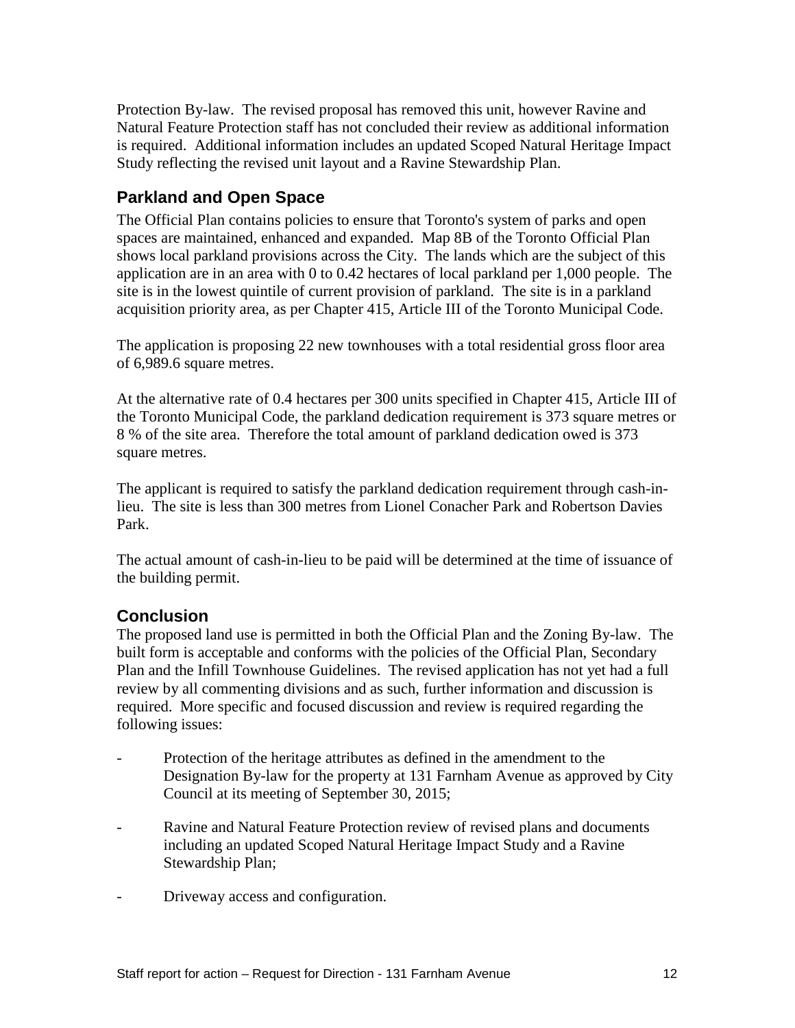Protection By-law. The revised proposal has removed this unit, however Ravine and Natural Feature Protection staff has not concluded their review as additional information is required. Additional information includes an updated Scoped Natural Heritage Impact Study reflecting the revised unit layout and a Ravine Stewardship Plan.

## Parkland and Open Space

The Official Plan contains policies to ensure that Toronto's system of parks and open spaces are maintained, enhanced and expanded. Map 8B of the Toronto Official Plan shows local parkland provisions across the City. The lands which are the subject of this application are in an area with 0 to 0.42 hectares of local parkland per 1,000 people. The site is in the lowest quintile of current provision of parkland. The site is in a parkland acquisition priority area, as per Chapter 415, Article III of the Toronto Municipal Code.

The application is proposing 22 new townhouses with a total residential gross floor area of 6,989.6 square metres.

At the alternative rate of 0.4 hectares per 300 units specified in Chapter 415, Article III of the Toronto Municipal Code, the parkland dedication requirement is 373 square metres or 8 % of the site area. Therefore the total amount of parkland dedication owed is 373 square metres.

The applicant is required to satisfy the parkland dedication requirement through cash-in-lieu. The site is less than 300 metres from Lionel Conacher Park and Robertson Davies Park.

The actual amount of cash-in-lieu to be paid will be determined at the time of issuance of the building permit.

## Conclusion

The proposed land use is permitted in both the Official Plan and the Zoning By-law. The built form is acceptable and conforms with the policies of the Official Plan, Secondary Plan and the Infill Townhouse Guidelines. The revised application has not yet had a full review by all commenting divisions and as such, further information and discussion is required. More specific and focused discussion and review is required regarding the following issues:

- Protection of the heritage attributes as defined in the amendment to the Designation By-law for the property at 131 Farnham Avenue as approved by City Council at its meeting of September 30, 2015;
- Ravine and Natural Feature Protection review of revised plans and documents including an updated Scoped Natural Heritage Impact Study and a Ravine Stewardship Plan;
- Driveway access and configuration.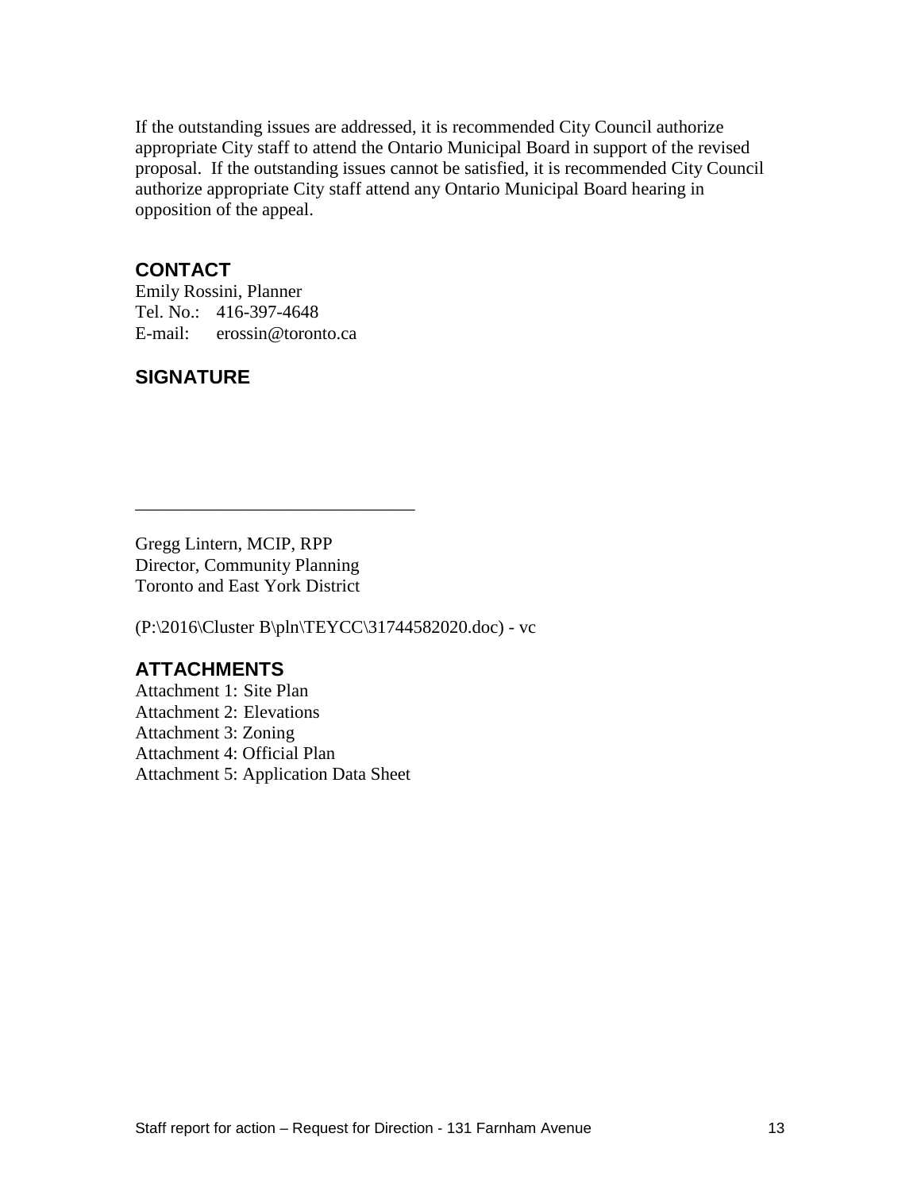If the outstanding issues are addressed, it is recommended City Council authorize appropriate City staff to attend the Ontario Municipal Board in support of the revised proposal. If the outstanding issues cannot be satisfied, it is recommended City Council authorize appropriate City staff attend any Ontario Municipal Board hearing in opposition of the appeal.

## CONTACT

Emily Rossini, Planner
Tel. No.: 416-397-4648
E-mail: erossin@toronto.ca

## SIGNATURE

_______________________________

Gregg Lintern, MCIP, RPP
Director, Community Planning
Toronto and East York District

(P:\2016\Cluster B\pln\TEYCC\31744582020.doc) - vc

## ATTACHMENTS

Attachment 1: Site Plan
Attachment 2: Elevations
Attachment 3: Zoning
Attachment 4: Official Plan
Attachment 5: Application Data Sheet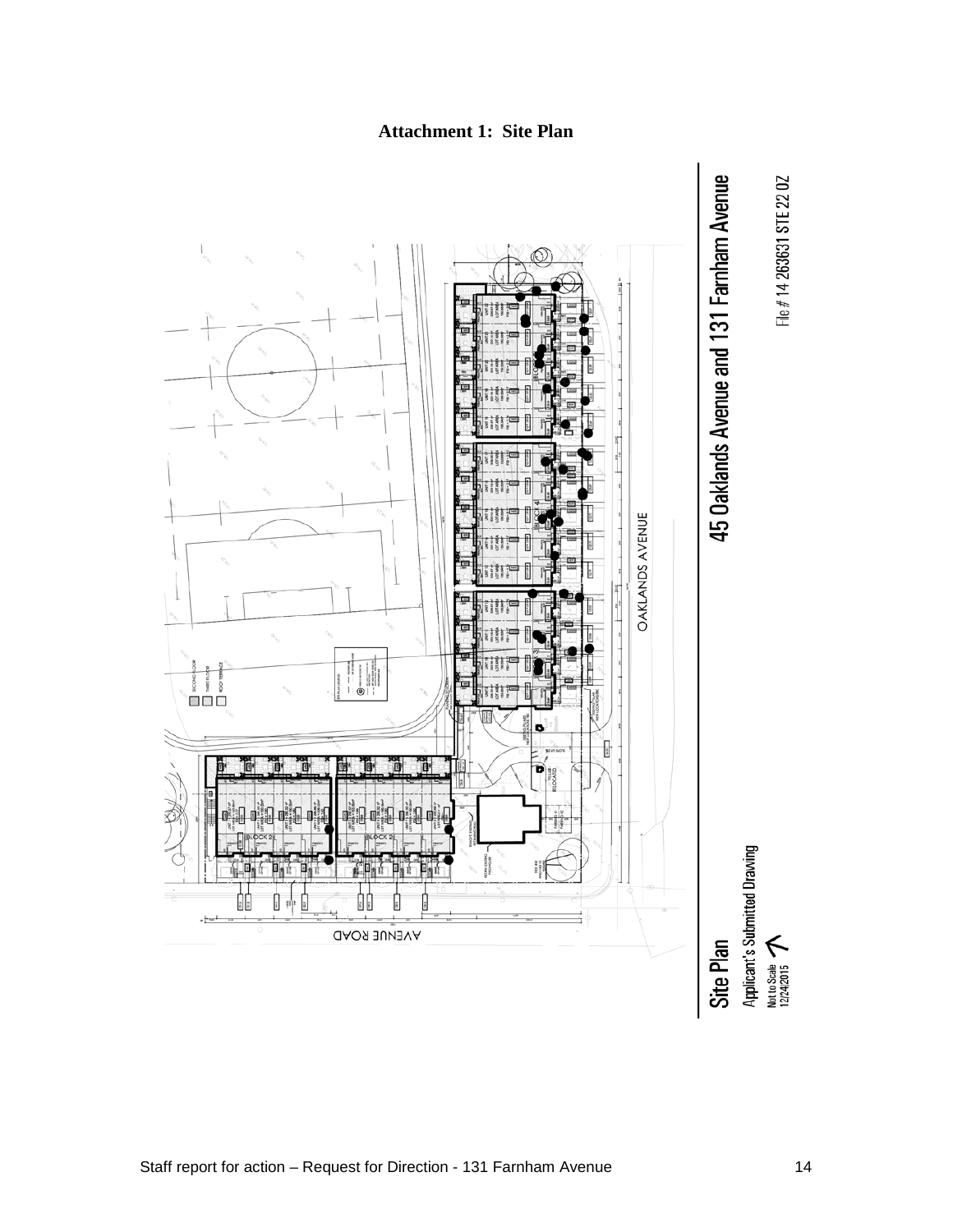**Attachment 1: Site Plan**

OAKLANDS AVENUE

AVENUE ROAD

45 Oaklands Avenue and 131 Farnham Avenue

File # 14 263631 STE 22 OZ

Site Plan

Applicant's Submitted Drawing

Not to Scale
12/24/2015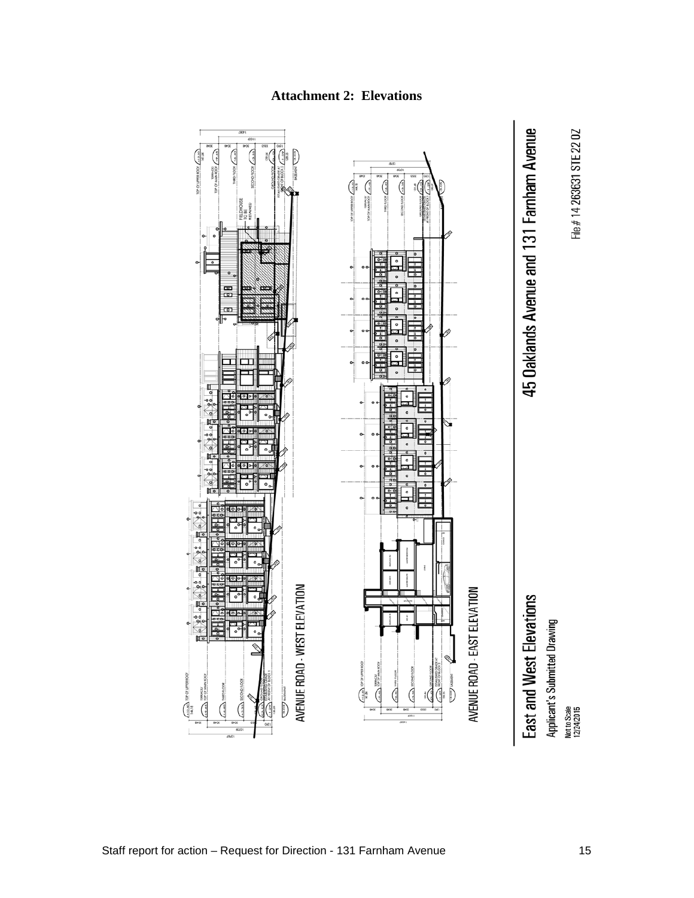# Attachment 2: Elevations

AVENUE ROAD - WEST ELEVATION

AVENUE ROAD - EAST ELEVATION

**East and West Elevations**

Applicant's Submitted Drawing

Not to Scale
12/24/2015

**45 Oaklands Avenue and 131 Farnham Avenue**

File # 14 263631 STE 22 OZ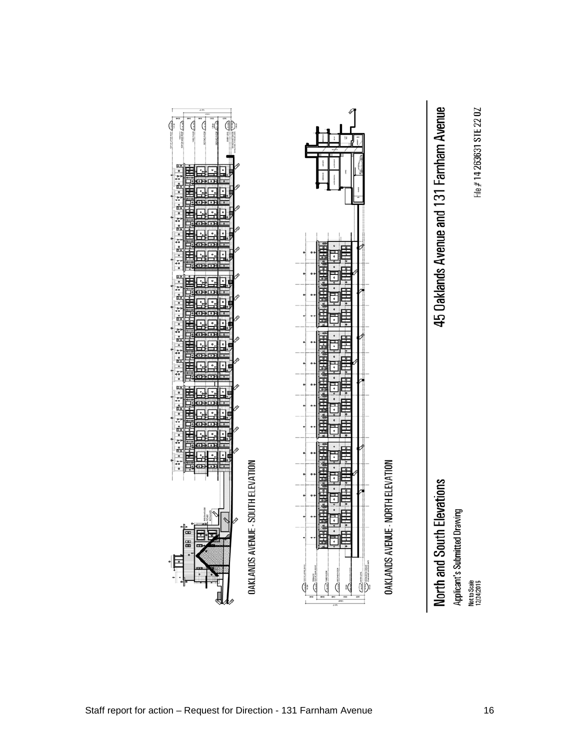OAKLANDS AVENUE - SOUTH ELEVATION

OAKLANDS AVENUE - NORTH ELEVATION

# North and South Elevations

Applicant's Submitted Drawing

Not to Scale
12/24/2015

# 45 Oaklands Avenue and 131 Farnham Avenue

File # 14 263631 STE 22 OZ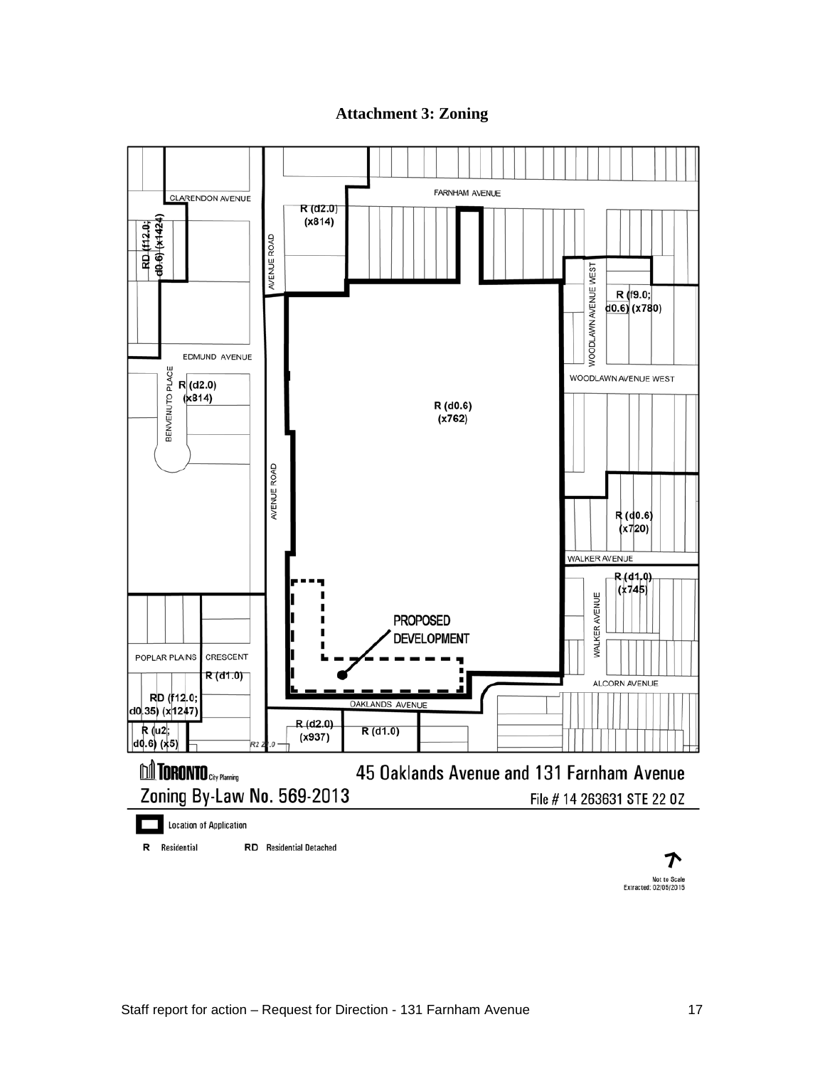# Attachment 3: Zoning

CLARENDON AVENUE

FARNHAM AVENUE

R (d2.0) (x814)

RD (f12.0; d0.6) (x1424)

AVENUE ROAD

WOODLAWN AVENUE WEST

R (f9.0; d0.6) (x780)

EDMUND AVENUE

BENVENUTO PLACE

R (d2.0) (x814)

R (d0.6) (x762)

WOODLAWN AVENUE WEST

R (d0.6) (x720)

WALKER AVENUE

R (d1.0) (x745)

WALKER AVENUE

PROPOSED DEVELOPMENT

POPLAR PLAINS CRESCENT

R (d1.0)

ALCORN AVENUE

RD (f12.0; d0.35) (x1247)

OAKLANDS AVENUE

R (u2; d0.6) (x5)

R (d2.0) (x937)

R (d1.0)

TORONTO City Planning

Zoning By-Law No. 569-2013

45 Oaklands Avenue and 131 Farnham Avenue

File # 14 263631 STE 22 OZ

Location of Application

R Residential

RD Residential Detached

Not to Scale

Extracted: 02/05/2015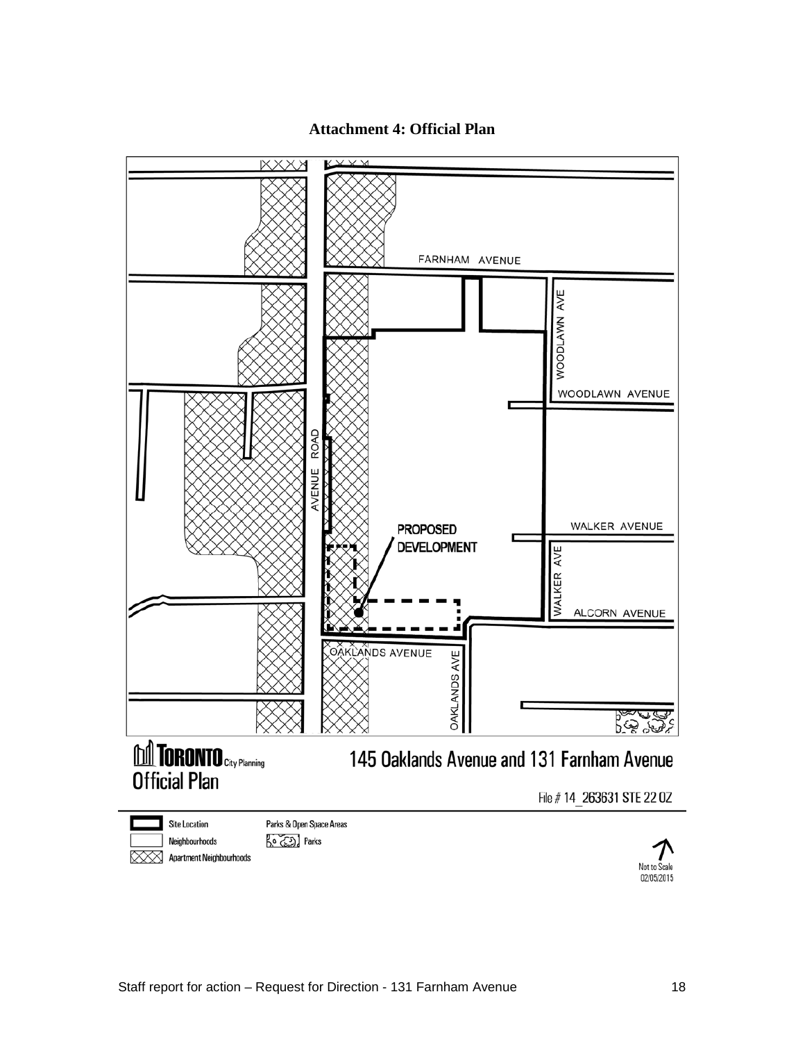# Attachment 4: Official Plan

FARNHAM AVENUE

WOODLAWN AVE

WOODLAWN AVENUE

AVENUE ROAD

PROPOSED DEVELOPMENT

WALKER AVENUE

WALKER AVE

ALCORN AVENUE

OAKLANDS AVENUE

OAKLANDS AVE

**TORONTO** City Planning
**Official Plan**

145 Oaklands Avenue and 131 Farnham Avenue

File # 14_263631 STE 22 OZ

Site Location
Neighbourhoods
Apartment Neighbourhoods

Parks & Open Space Areas
Parks

Not to Scale
02/05/2015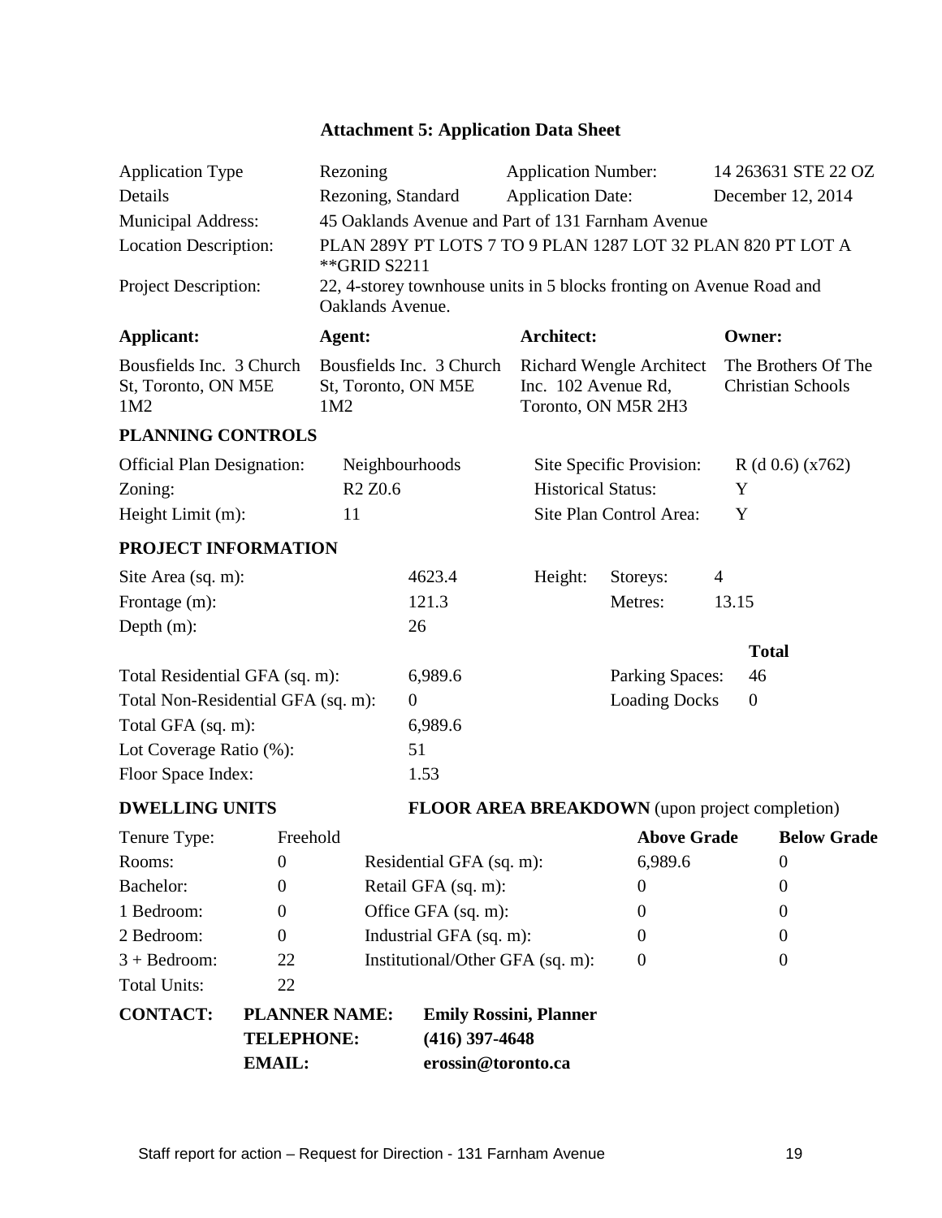# Attachment 5: Application Data Sheet

| | | | |
|---|---|---|---|
| Application Type | Rezoning | Application Number: | 14 263631 STE 22 OZ |
| Details | Rezoning, Standard | Application Date: | December 12, 2014 |
| Municipal Address: | 45 Oaklands Avenue and Part of 131 Farnham Avenue | | |
| Location Description: | PLAN 289Y PT LOTS 7 TO 9 PLAN 1287 LOT 32 PLAN 820 PT LOT A **GRID S2211 | | |
| Project Description: | 22, 4-storey townhouse units in 5 blocks fronting on Avenue Road and Oaklands Avenue. | | |

| **Applicant:** | **Agent:** | **Architect:** | **Owner:** |
|---|---|---|---|
| Bousfields Inc. 3 Church St, Toronto, ON M5E 1M2 | Bousfields Inc. 3 Church St, Toronto, ON M5E 1M2 | Richard Wengle Architect Inc. 102 Avenue Rd, Toronto, ON M5R 2H3 | The Brothers Of The Christian Schools |

## PLANNING CONTROLS

| | | | |
|---|---|---|---|
| Official Plan Designation: | Neighbourhoods | Site Specific Provision: | R (d 0.6) (x762) |
| Zoning: | R2 Z0.6 | Historical Status: | Y |
| Height Limit (m): | 11 | Site Plan Control Area: | Y |

## PROJECT INFORMATION

| | | | | |
|---|---|---|---|---|
| Site Area (sq. m): | 4623.4 | Height: | Storeys: | 4 |
| Frontage (m): | 121.3 | | Metres: | 13.15 |
| Depth (m): | 26 | | | |
| | | | | **Total** |
| Total Residential GFA (sq. m): | 6,989.6 | | Parking Spaces: | 46 |
| Total Non-Residential GFA (sq. m): | 0 | | Loading Docks | 0 |
| Total GFA (sq. m): | 6,989.6 | | | |
| Lot Coverage Ratio (%): | 51 | | | |
| Floor Space Index: | 1.53 | | | |

**DWELLING UNITS** | **FLOOR AREA BREAKDOWN** (upon project completion)

| Tenure Type: | Freehold | | **Above Grade** | **Below Grade** |
|---|---|---|---|---|
| Rooms: | 0 | Residential GFA (sq. m): | 6,989.6 | 0 |
| Bachelor: | 0 | Retail GFA (sq. m): | 0 | 0 |
| 1 Bedroom: | 0 | Office GFA (sq. m): | 0 | 0 |
| 2 Bedroom: | 0 | Industrial GFA (sq. m): | 0 | 0 |
| 3 + Bedroom: | 22 | Institutional/Other GFA (sq. m): | 0 | 0 |
| Total Units: | 22 | | | |

| | | |
|---|---|---|
| **CONTACT:** | **PLANNER NAME:** | **Emily Rossini, Planner** |
| | **TELEPHONE:** | **(416) 397-4648** |
| | **EMAIL:** | **erossin@toronto.ca** |